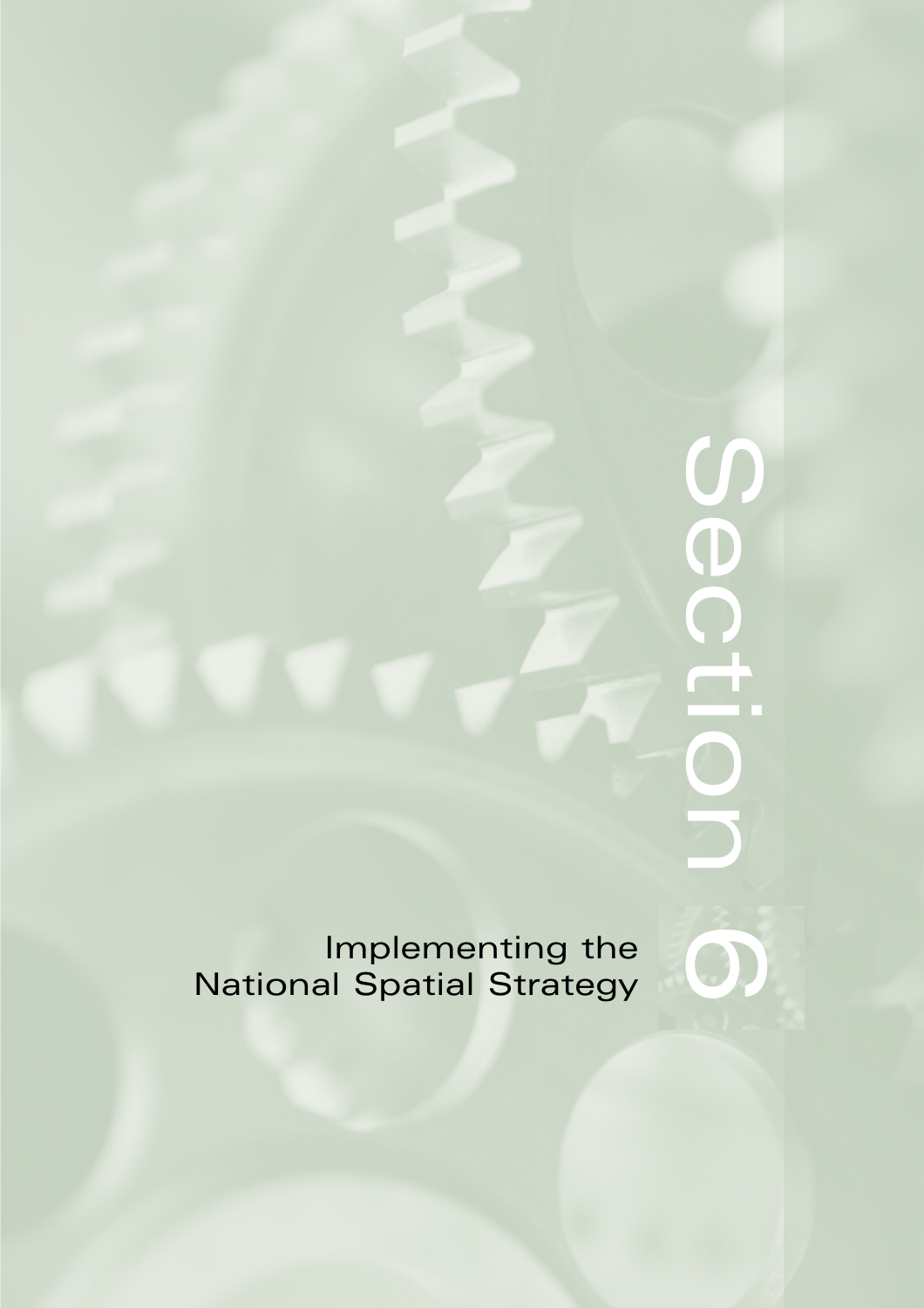# Section 6

## Implementing the National Spatial Strategy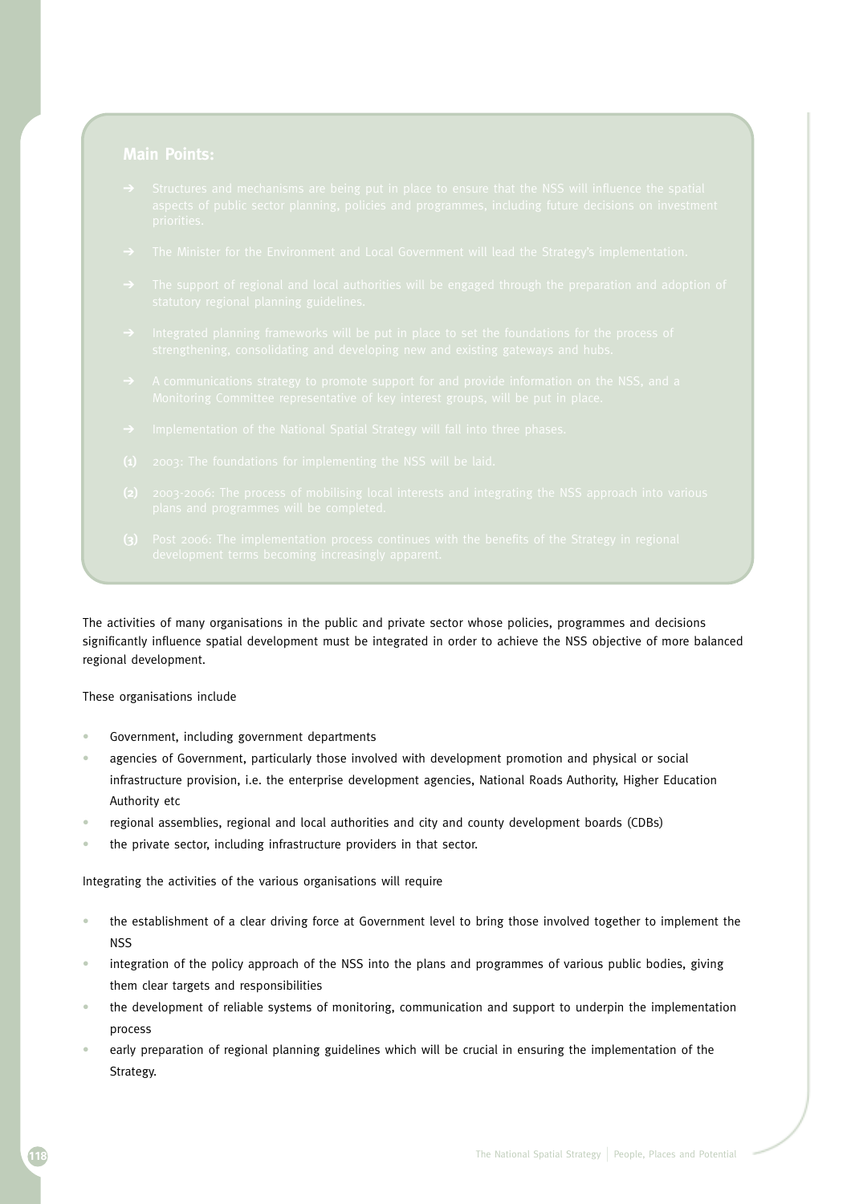## Main Points:

- → Structures and mechanisms are being put in place to ensure that the NSS will influence the spatial aspects of public sector planning, policies and programmes, including future decisions on investment priorities.
- → The Minister for the Environment and Local Government will lead the Strategy's implementation.
- → The support of regional and local authorities will be engaged through the preparation and adoption of statutory regional planning guidelines.
- → Integrated planning frameworks will be put in place to set the foundations for the process of strengthening, consolidating and developing new and existing gateways and hubs.
- → A communications strategy to promote support for and provide information on the NSS, and a Monitoring Committee representative of key interest groups, will be put in place.
- → Implementation of the National Spatial Strategy will fall into three phases.

**(1)** 2003: The foundations for implementing the NSS will be laid.

**(2)** 2003-2006: The process of mobilising local interests and integrating the NSS approach into various plans and programmes will be completed.

**(3)** Post 2006: The implementation process continues with the benefits of the Strategy in regional development terms becoming increasingly apparent.

The activities of many organisations in the public and private sector whose policies, programmes and decisions significantly influence spatial development must be integrated in order to achieve the NSS objective of more balanced regional development.

These organisations include

- Government, including government departments
- agencies of Government, particularly those involved with development promotion and physical or social infrastructure provision, i.e. the enterprise development agencies, National Roads Authority, Higher Education Authority etc
- regional assemblies, regional and local authorities and city and county development boards (CDBs)
- the private sector, including infrastructure providers in that sector.

Integrating the activities of the various organisations will require

- the establishment of a clear driving force at Government level to bring those involved together to implement the NSS
- integration of the policy approach of the NSS into the plans and programmes of various public bodies, giving them clear targets and responsibilities
- the development of reliable systems of monitoring, communication and support to underpin the implementation process
- early preparation of regional planning guidelines which will be crucial in ensuring the implementation of the Strategy.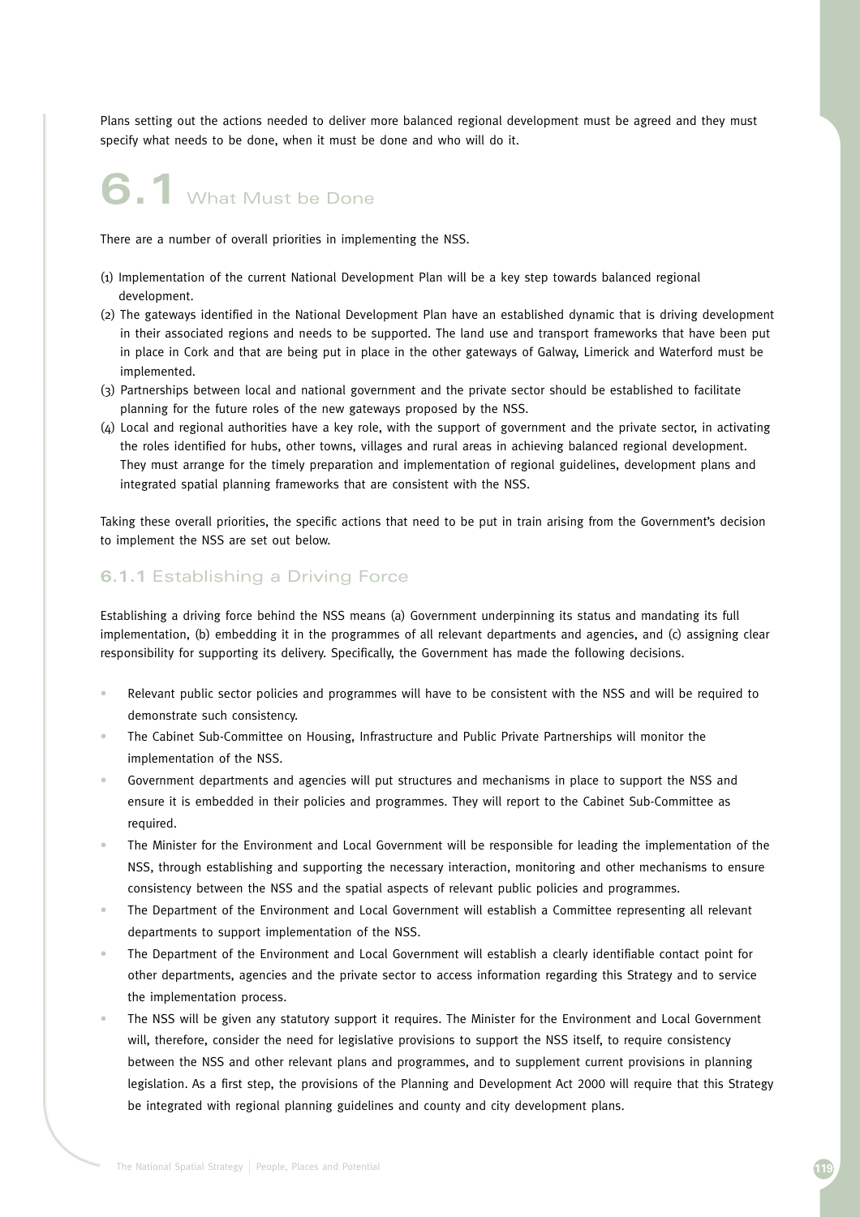Plans setting out the actions needed to deliver more balanced regional development must be agreed and they must specify what needs to be done, when it must be done and who will do it.

# 6.1 What Must be Done

There are a number of overall priorities in implementing the NSS.

(1) Implementation of the current National Development Plan will be a key step towards balanced regional development.
(2) The gateways identified in the National Development Plan have an established dynamic that is driving development in their associated regions and needs to be supported. The land use and transport frameworks that have been put in place in Cork and that are being put in place in the other gateways of Galway, Limerick and Waterford must be implemented.
(3) Partnerships between local and national government and the private sector should be established to facilitate planning for the future roles of the new gateways proposed by the NSS.
(4) Local and regional authorities have a key role, with the support of government and the private sector, in activating the roles identified for hubs, other towns, villages and rural areas in achieving balanced regional development. They must arrange for the timely preparation and implementation of regional guidelines, development plans and integrated spatial planning frameworks that are consistent with the NSS.

Taking these overall priorities, the specific actions that need to be put in train arising from the Government's decision to implement the NSS are set out below.

## 6.1.1 Establishing a Driving Force

Establishing a driving force behind the NSS means (a) Government underpinning its status and mandating its full implementation, (b) embedding it in the programmes of all relevant departments and agencies, and (c) assigning clear responsibility for supporting its delivery. Specifically, the Government has made the following decisions.

- Relevant public sector policies and programmes will have to be consistent with the NSS and will be required to demonstrate such consistency.
- The Cabinet Sub-Committee on Housing, Infrastructure and Public Private Partnerships will monitor the implementation of the NSS.
- Government departments and agencies will put structures and mechanisms in place to support the NSS and ensure it is embedded in their policies and programmes. They will report to the Cabinet Sub-Committee as required.
- The Minister for the Environment and Local Government will be responsible for leading the implementation of the NSS, through establishing and supporting the necessary interaction, monitoring and other mechanisms to ensure consistency between the NSS and the spatial aspects of relevant public policies and programmes.
- The Department of the Environment and Local Government will establish a Committee representing all relevant departments to support implementation of the NSS.
- The Department of the Environment and Local Government will establish a clearly identifiable contact point for other departments, agencies and the private sector to access information regarding this Strategy and to service the implementation process.
- The NSS will be given any statutory support it requires. The Minister for the Environment and Local Government will, therefore, consider the need for legislative provisions to support the NSS itself, to require consistency between the NSS and other relevant plans and programmes, and to supplement current provisions in planning legislation. As a first step, the provisions of the Planning and Development Act 2000 will require that this Strategy be integrated with regional planning guidelines and county and city development plans.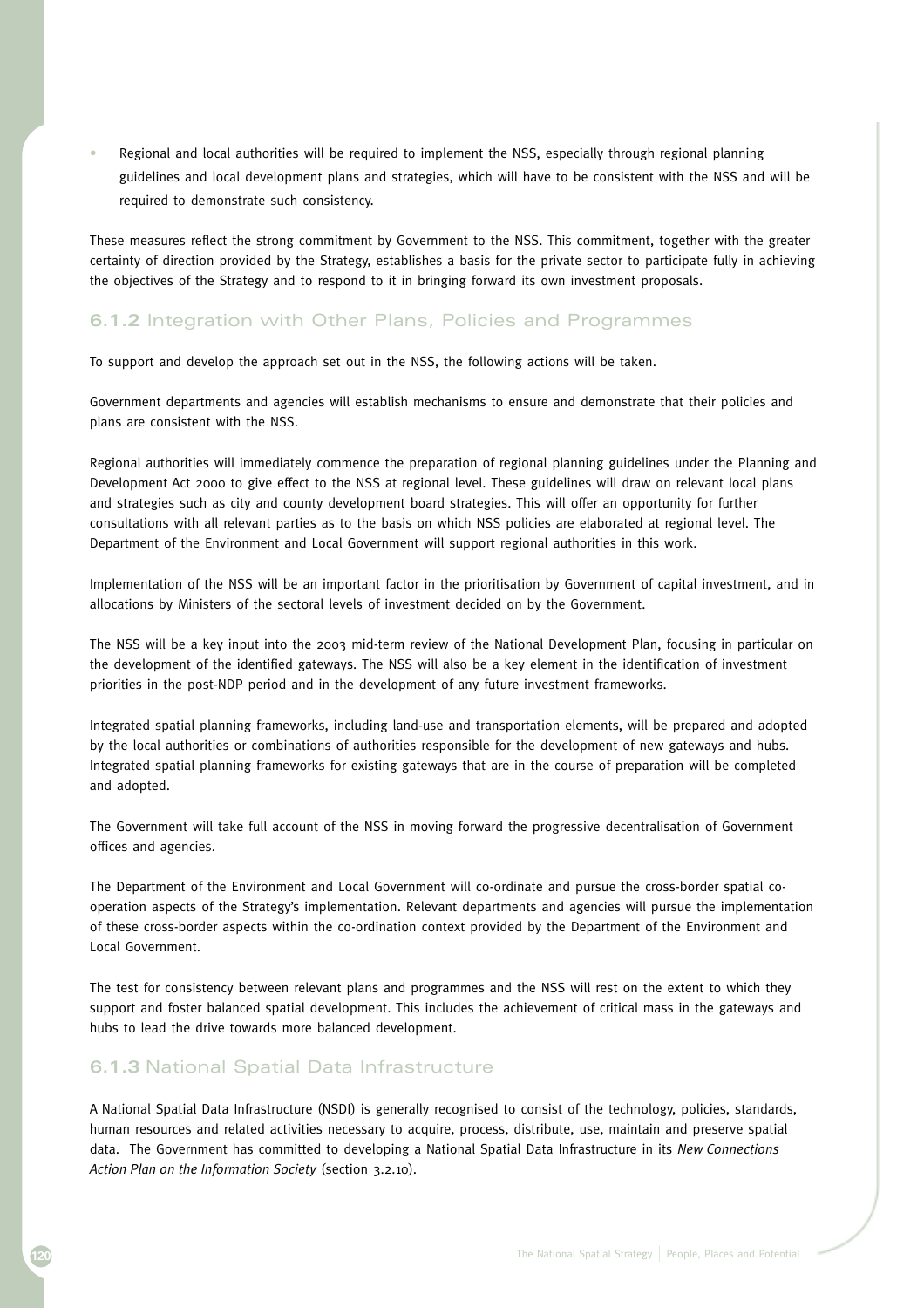- Regional and local authorities will be required to implement the NSS, especially through regional planning guidelines and local development plans and strategies, which will have to be consistent with the NSS and will be required to demonstrate such consistency.

These measures reflect the strong commitment by Government to the NSS. This commitment, together with the greater certainty of direction provided by the Strategy, establishes a basis for the private sector to participate fully in achieving the objectives of the Strategy and to respond to it in bringing forward its own investment proposals.

### 6.1.2 Integration with Other Plans, Policies and Programmes

To support and develop the approach set out in the NSS, the following actions will be taken.

Government departments and agencies will establish mechanisms to ensure and demonstrate that their policies and plans are consistent with the NSS.

Regional authorities will immediately commence the preparation of regional planning guidelines under the Planning and Development Act 2000 to give effect to the NSS at regional level. These guidelines will draw on relevant local plans and strategies such as city and county development board strategies. This will offer an opportunity for further consultations with all relevant parties as to the basis on which NSS policies are elaborated at regional level. The Department of the Environment and Local Government will support regional authorities in this work.

Implementation of the NSS will be an important factor in the prioritisation by Government of capital investment, and in allocations by Ministers of the sectoral levels of investment decided on by the Government.

The NSS will be a key input into the 2003 mid-term review of the National Development Plan, focusing in particular on the development of the identified gateways. The NSS will also be a key element in the identification of investment priorities in the post-NDP period and in the development of any future investment frameworks.

Integrated spatial planning frameworks, including land-use and transportation elements, will be prepared and adopted by the local authorities or combinations of authorities responsible for the development of new gateways and hubs. Integrated spatial planning frameworks for existing gateways that are in the course of preparation will be completed and adopted.

The Government will take full account of the NSS in moving forward the progressive decentralisation of Government offices and agencies.

The Department of the Environment and Local Government will co-ordinate and pursue the cross-border spatial co-operation aspects of the Strategy's implementation. Relevant departments and agencies will pursue the implementation of these cross-border aspects within the co-ordination context provided by the Department of the Environment and Local Government.

The test for consistency between relevant plans and programmes and the NSS will rest on the extent to which they support and foster balanced spatial development. This includes the achievement of critical mass in the gateways and hubs to lead the drive towards more balanced development.

### 6.1.3 National Spatial Data Infrastructure

A National Spatial Data Infrastructure (NSDI) is generally recognised to consist of the technology, policies, standards, human resources and related activities necessary to acquire, process, distribute, use, maintain and preserve spatial data. The Government has committed to developing a National Spatial Data Infrastructure in its *New Connections Action Plan on the Information Society* (section 3.2.10).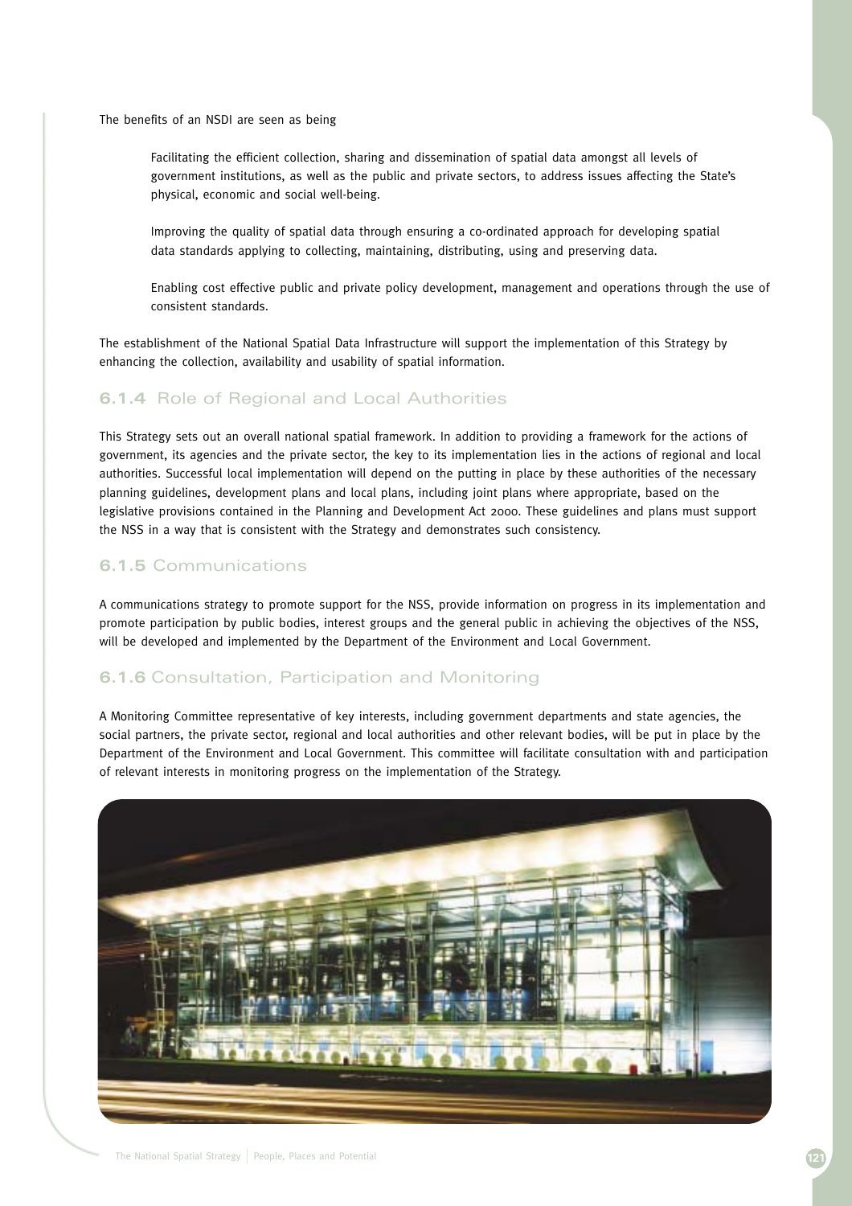The benefits of an NSDI are seen as being

Facilitating the efficient collection, sharing and dissemination of spatial data amongst all levels of government institutions, as well as the public and private sectors, to address issues affecting the State's physical, economic and social well-being.

Improving the quality of spatial data through ensuring a co-ordinated approach for developing spatial data standards applying to collecting, maintaining, distributing, using and preserving data.

Enabling cost effective public and private policy development, management and operations through the use of consistent standards.

The establishment of the National Spatial Data Infrastructure will support the implementation of this Strategy by enhancing the collection, availability and usability of spatial information.

### 6.1.4 Role of Regional and Local Authorities

This Strategy sets out an overall national spatial framework. In addition to providing a framework for the actions of government, its agencies and the private sector, the key to its implementation lies in the actions of regional and local authorities. Successful local implementation will depend on the putting in place by these authorities of the necessary planning guidelines, development plans and local plans, including joint plans where appropriate, based on the legislative provisions contained in the Planning and Development Act 2000. These guidelines and plans must support the NSS in a way that is consistent with the Strategy and demonstrates such consistency.

### 6.1.5 Communications

A communications strategy to promote support for the NSS, provide information on progress in its implementation and promote participation by public bodies, interest groups and the general public in achieving the objectives of the NSS, will be developed and implemented by the Department of the Environment and Local Government.

### 6.1.6 Consultation, Participation and Monitoring

A Monitoring Committee representative of key interests, including government departments and state agencies, the social partners, the private sector, regional and local authorities and other relevant bodies, will be put in place by the Department of the Environment and Local Government. This committee will facilitate consultation with and participation of relevant interests in monitoring progress on the implementation of the Strategy.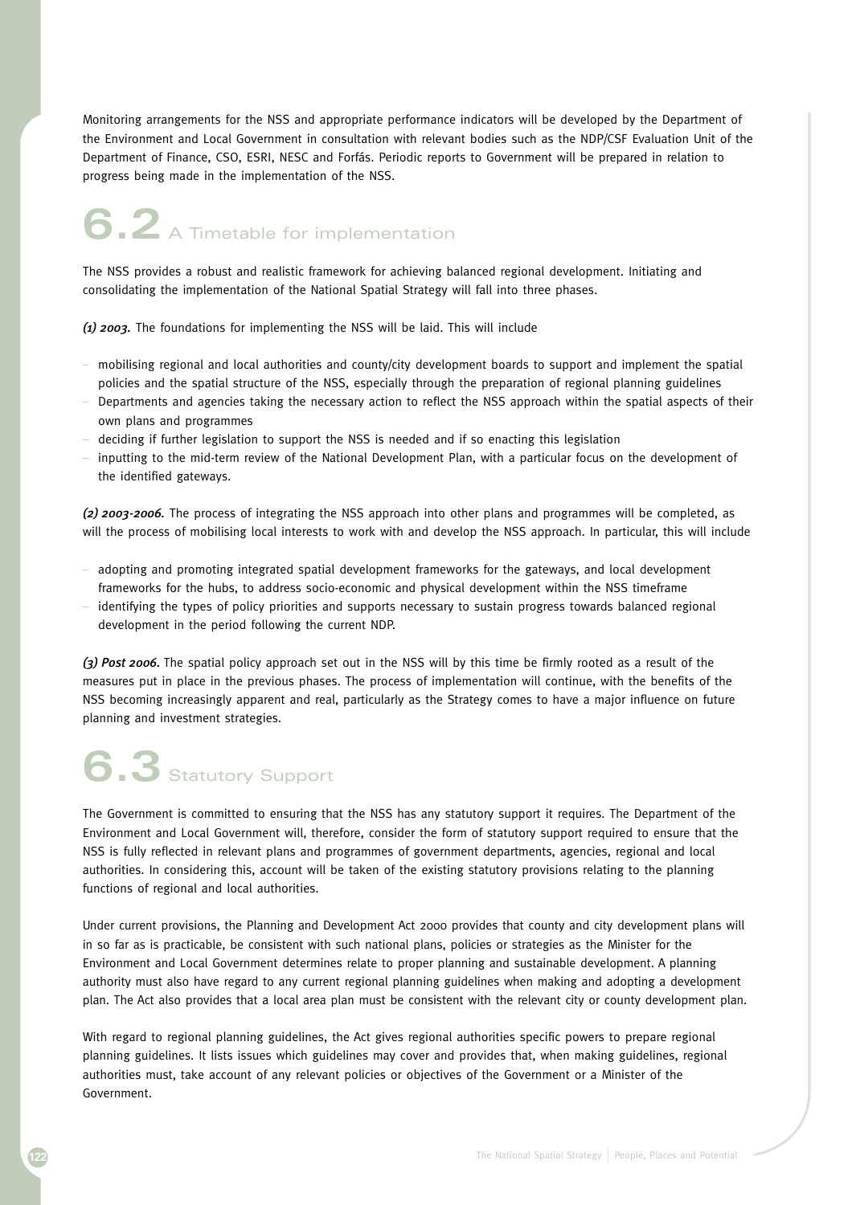Monitoring arrangements for the NSS and appropriate performance indicators will be developed by the Department of the Environment and Local Government in consultation with relevant bodies such as the NDP/CSF Evaluation Unit of the Department of Finance, CSO, ESRI, NESC and Forfás. Periodic reports to Government will be prepared in relation to progress being made in the implementation of the NSS.

## 6.2 A Timetable for implementation

The NSS provides a robust and realistic framework for achieving balanced regional development. Initiating and consolidating the implementation of the National Spatial Strategy will fall into three phases.

***(1) 2003.*** The foundations for implementing the NSS will be laid. This will include

- mobilising regional and local authorities and county/city development boards to support and implement the spatial policies and the spatial structure of the NSS, especially through the preparation of regional planning guidelines
- Departments and agencies taking the necessary action to reflect the NSS approach within the spatial aspects of their own plans and programmes
- deciding if further legislation to support the NSS is needed and if so enacting this legislation
- inputting to the mid-term review of the National Development Plan, with a particular focus on the development of the identified gateways.

***(2) 2003-2006.*** The process of integrating the NSS approach into other plans and programmes will be completed, as will the process of mobilising local interests to work with and develop the NSS approach. In particular, this will include

- adopting and promoting integrated spatial development frameworks for the gateways, and local development frameworks for the hubs, to address socio-economic and physical development within the NSS timeframe
- identifying the types of policy priorities and supports necessary to sustain progress towards balanced regional development in the period following the current NDP.

***(3) Post 2006.*** The spatial policy approach set out in the NSS will by this time be firmly rooted as a result of the measures put in place in the previous phases. The process of implementation will continue, with the benefits of the NSS becoming increasingly apparent and real, particularly as the Strategy comes to have a major influence on future planning and investment strategies.

## 6.3 Statutory Support

The Government is committed to ensuring that the NSS has any statutory support it requires. The Department of the Environment and Local Government will, therefore, consider the form of statutory support required to ensure that the NSS is fully reflected in relevant plans and programmes of government departments, agencies, regional and local authorities. In considering this, account will be taken of the existing statutory provisions relating to the planning functions of regional and local authorities.

Under current provisions, the Planning and Development Act 2000 provides that county and city development plans will in so far as is practicable, be consistent with such national plans, policies or strategies as the Minister for the Environment and Local Government determines relate to proper planning and sustainable development. A planning authority must also have regard to any current regional planning guidelines when making and adopting a development plan. The Act also provides that a local area plan must be consistent with the relevant city or county development plan.

With regard to regional planning guidelines, the Act gives regional authorities specific powers to prepare regional planning guidelines. It lists issues which guidelines may cover and provides that, when making guidelines, regional authorities must, take account of any relevant policies or objectives of the Government or a Minister of the Government.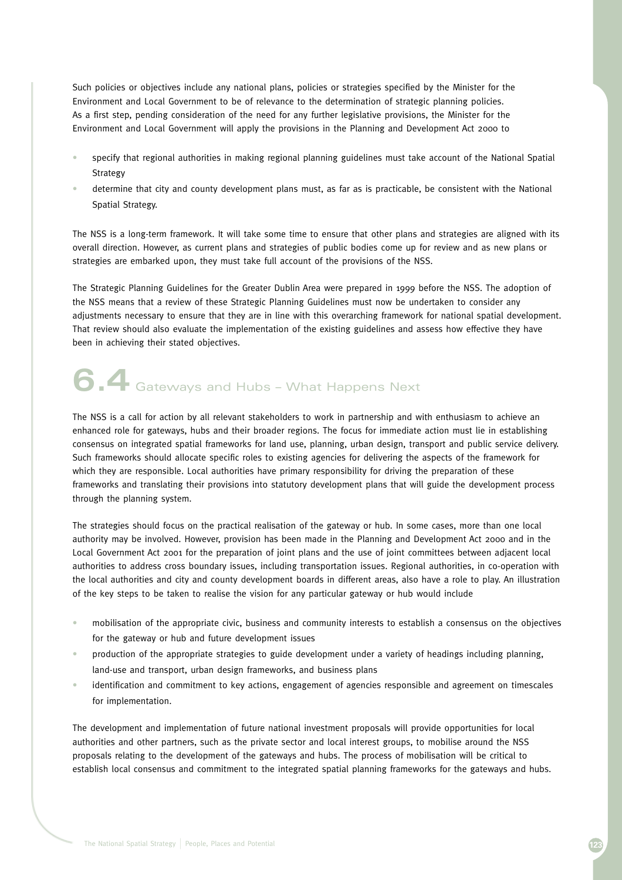Such policies or objectives include any national plans, policies or strategies specified by the Minister for the Environment and Local Government to be of relevance to the determination of strategic planning policies. As a first step, pending consideration of the need for any further legislative provisions, the Minister for the Environment and Local Government will apply the provisions in the Planning and Development Act 2000 to

- specify that regional authorities in making regional planning guidelines must take account of the National Spatial Strategy
- determine that city and county development plans must, as far as is practicable, be consistent with the National Spatial Strategy.

The NSS is a long-term framework. It will take some time to ensure that other plans and strategies are aligned with its overall direction. However, as current plans and strategies of public bodies come up for review and as new plans or strategies are embarked upon, they must take full account of the provisions of the NSS.

The Strategic Planning Guidelines for the Greater Dublin Area were prepared in 1999 before the NSS. The adoption of the NSS means that a review of these Strategic Planning Guidelines must now be undertaken to consider any adjustments necessary to ensure that they are in line with this overarching framework for national spatial development. That review should also evaluate the implementation of the existing guidelines and assess how effective they have been in achieving their stated objectives.

## 6.4 Gateways and Hubs – What Happens Next

The NSS is a call for action by all relevant stakeholders to work in partnership and with enthusiasm to achieve an enhanced role for gateways, hubs and their broader regions. The focus for immediate action must lie in establishing consensus on integrated spatial frameworks for land use, planning, urban design, transport and public service delivery. Such frameworks should allocate specific roles to existing agencies for delivering the aspects of the framework for which they are responsible. Local authorities have primary responsibility for driving the preparation of these frameworks and translating their provisions into statutory development plans that will guide the development process through the planning system.

The strategies should focus on the practical realisation of the gateway or hub. In some cases, more than one local authority may be involved. However, provision has been made in the Planning and Development Act 2000 and in the Local Government Act 2001 for the preparation of joint plans and the use of joint committees between adjacent local authorities to address cross boundary issues, including transportation issues. Regional authorities, in co-operation with the local authorities and city and county development boards in different areas, also have a role to play. An illustration of the key steps to be taken to realise the vision for any particular gateway or hub would include

- mobilisation of the appropriate civic, business and community interests to establish a consensus on the objectives for the gateway or hub and future development issues
- production of the appropriate strategies to guide development under a variety of headings including planning, land-use and transport, urban design frameworks, and business plans
- identification and commitment to key actions, engagement of agencies responsible and agreement on timescales for implementation.

The development and implementation of future national investment proposals will provide opportunities for local authorities and other partners, such as the private sector and local interest groups, to mobilise around the NSS proposals relating to the development of the gateways and hubs. The process of mobilisation will be critical to establish local consensus and commitment to the integrated spatial planning frameworks for the gateways and hubs.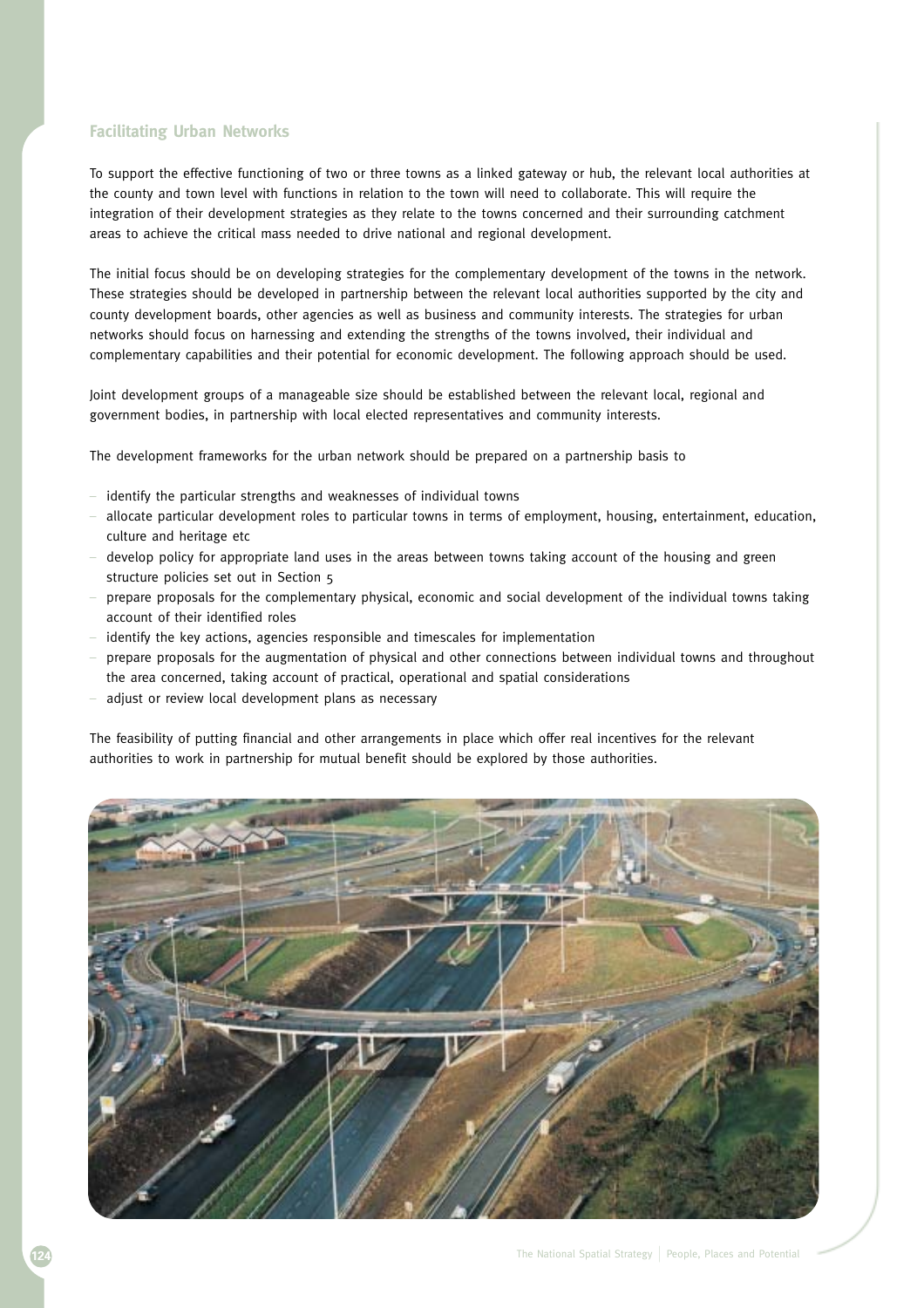## Facilitating Urban Networks

To support the effective functioning of two or three towns as a linked gateway or hub, the relevant local authorities at the county and town level with functions in relation to the town will need to collaborate. This will require the integration of their development strategies as they relate to the towns concerned and their surrounding catchment areas to achieve the critical mass needed to drive national and regional development.

The initial focus should be on developing strategies for the complementary development of the towns in the network. These strategies should be developed in partnership between the relevant local authorities supported by the city and county development boards, other agencies as well as business and community interests. The strategies for urban networks should focus on harnessing and extending the strengths of the towns involved, their individual and complementary capabilities and their potential for economic development. The following approach should be used.

Joint development groups of a manageable size should be established between the relevant local, regional and government bodies, in partnership with local elected representatives and community interests.

The development frameworks for the urban network should be prepared on a partnership basis to

- identify the particular strengths and weaknesses of individual towns
- allocate particular development roles to particular towns in terms of employment, housing, entertainment, education, culture and heritage etc
- develop policy for appropriate land uses in the areas between towns taking account of the housing and green structure policies set out in Section 5
- prepare proposals for the complementary physical, economic and social development of the individual towns taking account of their identified roles
- identify the key actions, agencies responsible and timescales for implementation
- prepare proposals for the augmentation of physical and other connections between individual towns and throughout the area concerned, taking account of practical, operational and spatial considerations
- adjust or review local development plans as necessary

The feasibility of putting financial and other arrangements in place which offer real incentives for the relevant authorities to work in partnership for mutual benefit should be explored by those authorities.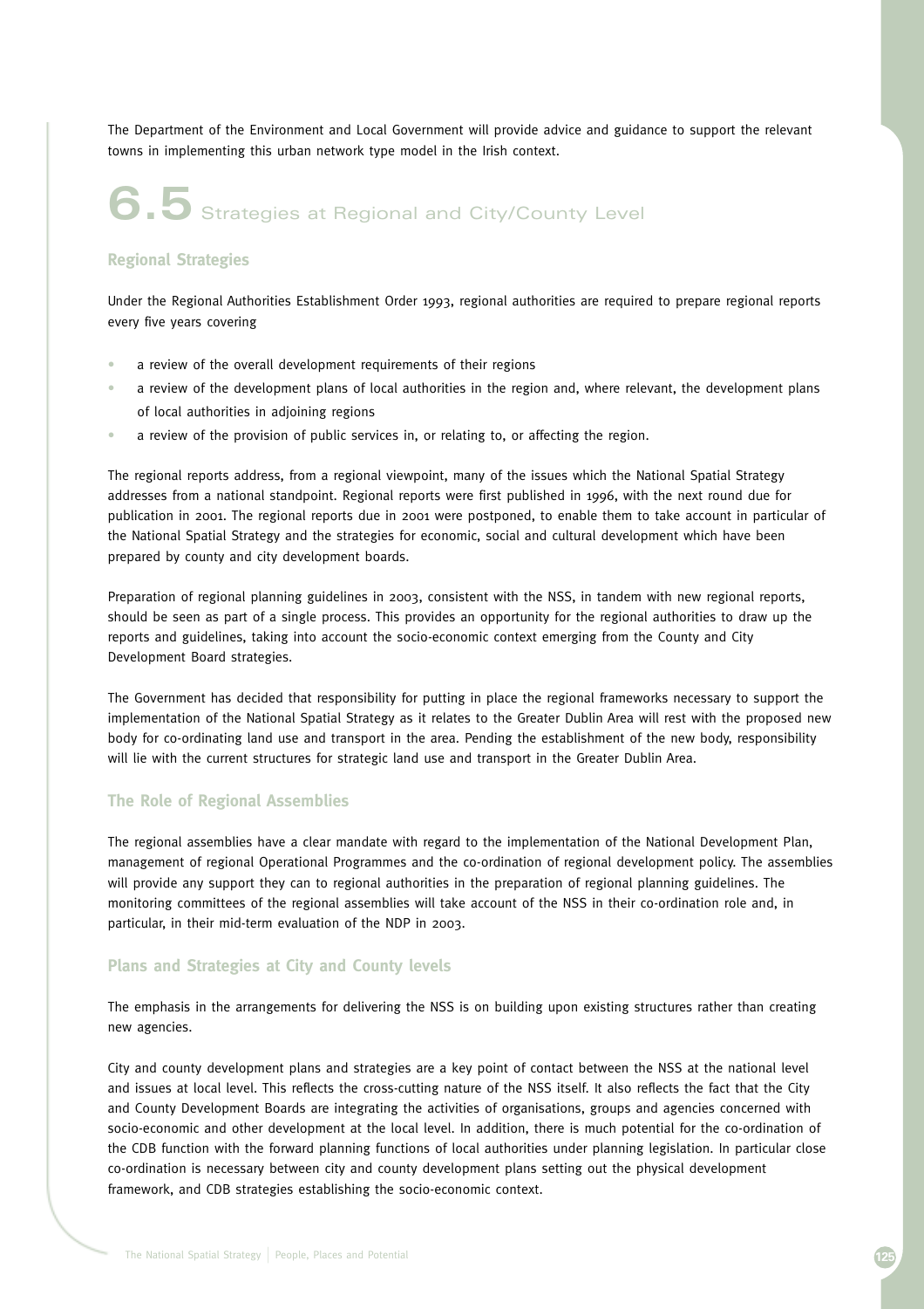The Department of the Environment and Local Government will provide advice and guidance to support the relevant towns in implementing this urban network type model in the Irish context.

# 6.5 Strategies at Regional and City/County Level

### Regional Strategies

Under the Regional Authorities Establishment Order 1993, regional authorities are required to prepare regional reports every five years covering

- a review of the overall development requirements of their regions
- a review of the development plans of local authorities in the region and, where relevant, the development plans of local authorities in adjoining regions
- a review of the provision of public services in, or relating to, or affecting the region.

The regional reports address, from a regional viewpoint, many of the issues which the National Spatial Strategy addresses from a national standpoint. Regional reports were first published in 1996, with the next round due for publication in 2001. The regional reports due in 2001 were postponed, to enable them to take account in particular of the National Spatial Strategy and the strategies for economic, social and cultural development which have been prepared by county and city development boards.

Preparation of regional planning guidelines in 2003, consistent with the NSS, in tandem with new regional reports, should be seen as part of a single process. This provides an opportunity for the regional authorities to draw up the reports and guidelines, taking into account the socio-economic context emerging from the County and City Development Board strategies.

The Government has decided that responsibility for putting in place the regional frameworks necessary to support the implementation of the National Spatial Strategy as it relates to the Greater Dublin Area will rest with the proposed new body for co-ordinating land use and transport in the area. Pending the establishment of the new body, responsibility will lie with the current structures for strategic land use and transport in the Greater Dublin Area.

### The Role of Regional Assemblies

The regional assemblies have a clear mandate with regard to the implementation of the National Development Plan, management of regional Operational Programmes and the co-ordination of regional development policy. The assemblies will provide any support they can to regional authorities in the preparation of regional planning guidelines. The monitoring committees of the regional assemblies will take account of the NSS in their co-ordination role and, in particular, in their mid-term evaluation of the NDP in 2003.

### Plans and Strategies at City and County levels

The emphasis in the arrangements for delivering the NSS is on building upon existing structures rather than creating new agencies.

City and county development plans and strategies are a key point of contact between the NSS at the national level and issues at local level. This reflects the cross-cutting nature of the NSS itself. It also reflects the fact that the City and County Development Boards are integrating the activities of organisations, groups and agencies concerned with socio-economic and other development at the local level. In addition, there is much potential for the co-ordination of the CDB function with the forward planning functions of local authorities under planning legislation. In particular close co-ordination is necessary between city and county development plans setting out the physical development framework, and CDB strategies establishing the socio-economic context.